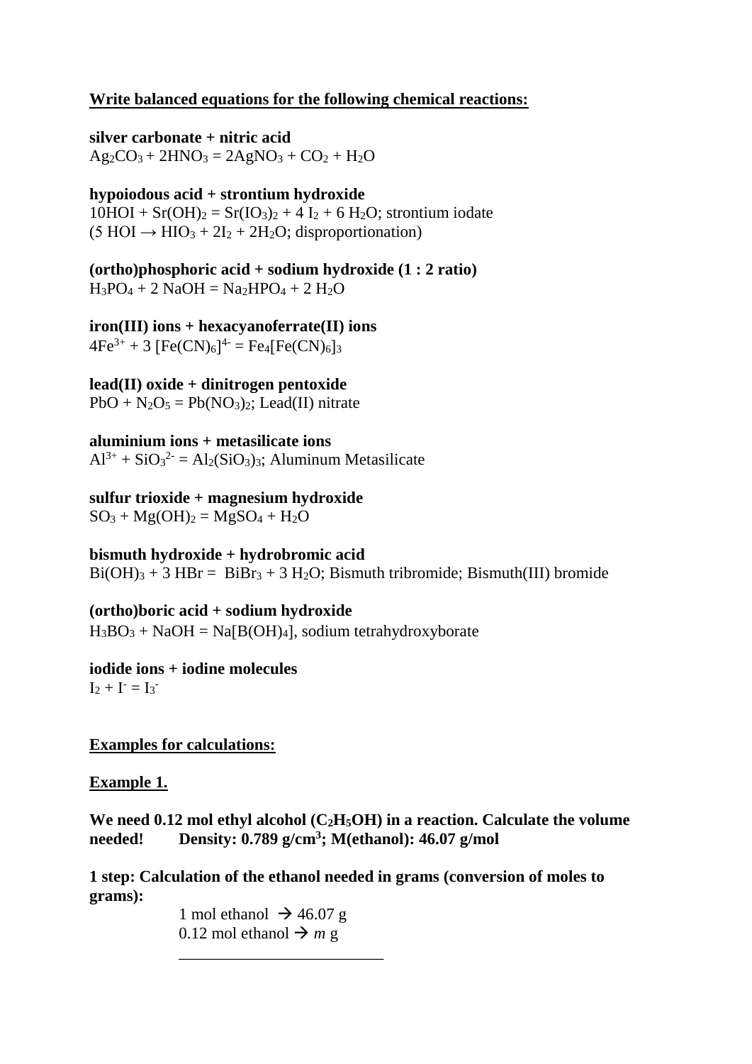**Write balanced equations for the following chemical reactions:**

**silver carbonate + nitric acid**
$Ag_2CO_3 + 2HNO_3 = 2AgNO_3 + CO_2 + H_2O$

**hypoiodous acid + strontium hydroxide**
$10HOI + Sr(OH)_2 = Sr(IO_3)_2 + 4\ I_2 + 6\ H_2O$; strontium iodate
($5\ HOI \rightarrow HIO_3 + 2I_2 + 2H_2O$; disproportionation)

**(ortho)phosphoric acid + sodium hydroxide (1 : 2 ratio)**
$H_3PO_4 + 2\ NaOH = Na_2HPO_4 + 2\ H_2O$

**iron(III) ions + hexacyanoferrate(II) ions**
$4Fe^{3+} + 3\ [Fe(CN)_6]^{4-} = Fe_4[Fe(CN)_6]_3$

**lead(II) oxide + dinitrogen pentoxide**
$PbO + N_2O_5 = Pb(NO_3)_2$; Lead(II) nitrate

**aluminium ions + metasilicate ions**
$Al^{3+} + SiO_3^{2-} = Al_2(SiO_3)_3$; Aluminum Metasilicate

**sulfur trioxide + magnesium hydroxide**
$SO_3 + Mg(OH)_2 = MgSO_4 + H_2O$

**bismuth hydroxide + hydrobromic acid**
$Bi(OH)_3 + 3\ HBr = BiBr_3 + 3\ H_2O$; Bismuth tribromide; Bismuth(III) bromide

**(ortho)boric acid + sodium hydroxide**
$H_3BO_3 + NaOH = Na[B(OH)_4]$, sodium tetrahydroxyborate

**iodide ions + iodine molecules**
$I_2 + I^- = I_3^-$

**Examples for calculations:**

**Example 1.**

**We need 0.12 mol ethyl alcohol ($C_2H_5OH$) in a reaction. Calculate the volume needed! Density: 0.789 g/cm$^3$; M(ethanol): 46.07 g/mol**

**1 step: Calculation of the ethanol needed in grams (conversion of moles to grams):**

1 mol ethanol → 46.07 g
0.12 mol ethanol → *m* g

\_\_\_\_\_\_\_\_\_\_\_\_\_\_\_\_\_\_\_\_\_\_\_\_\_\_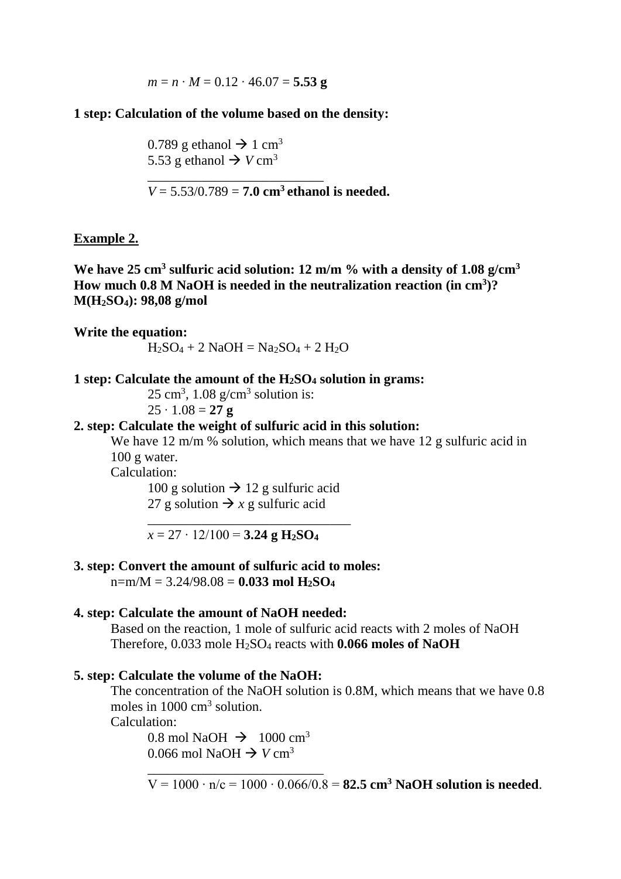$m = n \cdot M = 0.12 \cdot 46.07 =$ **5.53 g**

**1 step: Calculation of the volume based on the density:**

0.789 g ethanol → 1 $cm^3$
5.53 g ethanol → $V$ $cm^3$

___________________________

$V = 5.53/0.789 =$ **7.0 $cm^3$ ethanol is needed.**

**Example 2.**

**We have 25 $cm^3$ sulfuric acid solution: 12 m/m % with a density of 1.08 $g/cm^3$**
**How much 0.8 M NaOH is needed in the neutralization reaction (in $cm^3$)?**
**M($H_2SO_4$): 98,08 g/mol**

**Write the equation:**

$H_2SO_4 + 2\ NaOH = Na_2SO_4 + 2\ H_2O$

**1 step: Calculate the amount of the $H_2SO_4$ solution in grams:**

25 $cm^3$, 1.08 $g/cm^3$ solution is:
$25 \cdot 1.08 =$ **27 g**

**2. step: Calculate the weight of sulfuric acid in this solution:**

We have 12 m/m % solution, which means that we have 12 g sulfuric acid in 100 g water.
Calculation:

100 g solution → 12 g sulfuric acid
27 g solution → $x$ g sulfuric acid

______________________________

$x = 27 \cdot 12/100 =$ **3.24 g $H_2SO_4$**

**3. step: Convert the amount of sulfuric acid to moles:**

$n = m/M = 3.24/98.08 =$ **0.033 mol $H_2SO_4$**

**4. step: Calculate the amount of NaOH needed:**

Based on the reaction, 1 mole of sulfuric acid reacts with 2 moles of NaOH
Therefore, 0.033 mole $H_2SO_4$ reacts with **0.066 moles of NaOH**

**5. step: Calculate the volume of the NaOH:**

The concentration of the NaOH solution is 0.8M, which means that we have 0.8 moles in 1000 $cm^3$ solution.
Calculation:

0.8 mol NaOH → 1000 $cm^3$
0.066 mol NaOH → $V$ $cm^3$

___________________________

$V = 1000 \cdot n/c = 1000 \cdot 0.066/0.8 =$ **82.5 $cm^3$ NaOH solution is needed**.